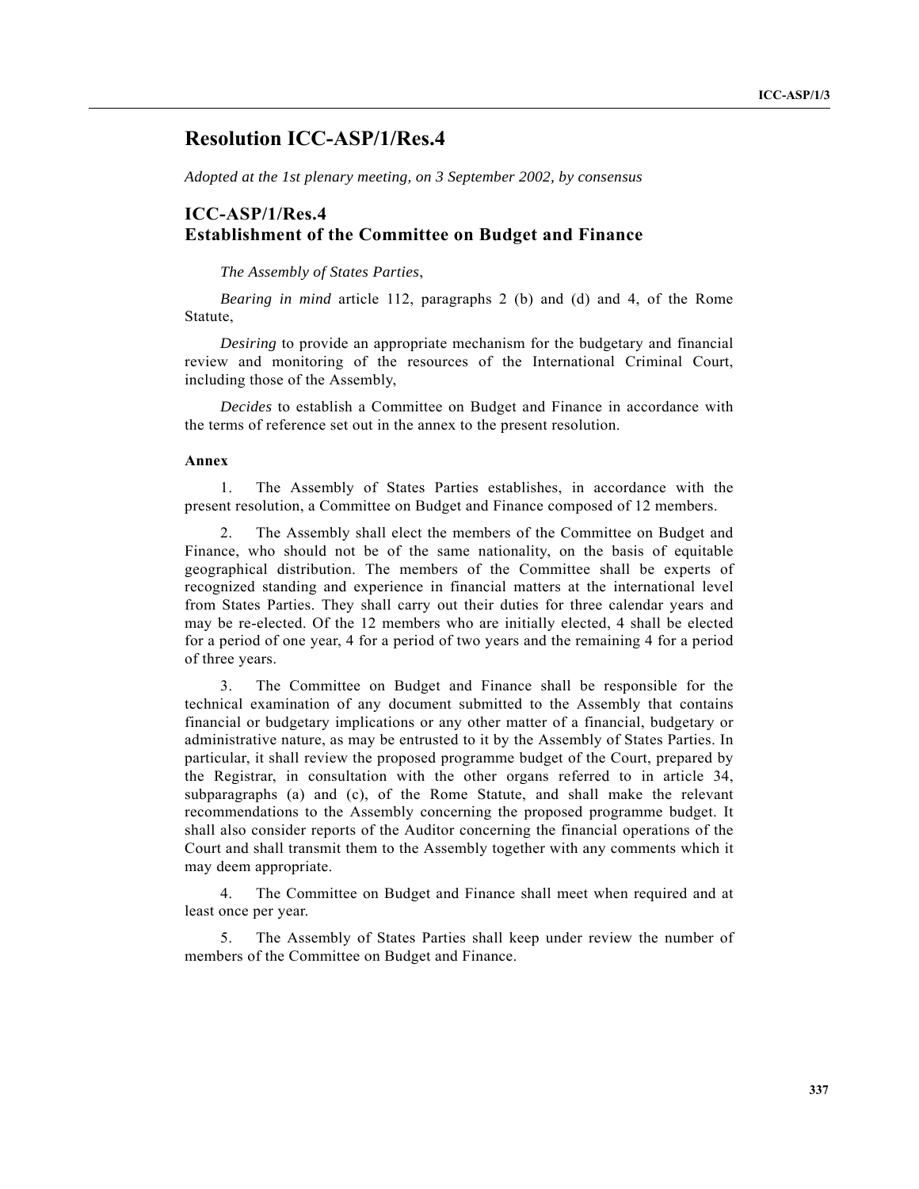# Resolution ICC-ASP/1/Res.4

*Adopted at the 1st plenary meeting, on 3 September 2002, by consensus*

## ICC-ASP/1/Res.4
## Establishment of the Committee on Budget and Finance

*The Assembly of States Parties*,

*Bearing in mind* article 112, paragraphs 2 (b) and (d) and 4, of the Rome Statute,

*Desiring* to provide an appropriate mechanism for the budgetary and financial review and monitoring of the resources of the International Criminal Court, including those of the Assembly,

*Decides* to establish a Committee on Budget and Finance in accordance with the terms of reference set out in the annex to the present resolution.

**Annex**

1. The Assembly of States Parties establishes, in accordance with the present resolution, a Committee on Budget and Finance composed of 12 members.

2. The Assembly shall elect the members of the Committee on Budget and Finance, who should not be of the same nationality, on the basis of equitable geographical distribution. The members of the Committee shall be experts of recognized standing and experience in financial matters at the international level from States Parties. They shall carry out their duties for three calendar years and may be re-elected. Of the 12 members who are initially elected, 4 shall be elected for a period of one year, 4 for a period of two years and the remaining 4 for a period of three years.

3. The Committee on Budget and Finance shall be responsible for the technical examination of any document submitted to the Assembly that contains financial or budgetary implications or any other matter of a financial, budgetary or administrative nature, as may be entrusted to it by the Assembly of States Parties. In particular, it shall review the proposed programme budget of the Court, prepared by the Registrar, in consultation with the other organs referred to in article 34, subparagraphs (a) and (c), of the Rome Statute, and shall make the relevant recommendations to the Assembly concerning the proposed programme budget. It shall also consider reports of the Auditor concerning the financial operations of the Court and shall transmit them to the Assembly together with any comments which it may deem appropriate.

4. The Committee on Budget and Finance shall meet when required and at least once per year.

5. The Assembly of States Parties shall keep under review the number of members of the Committee on Budget and Finance.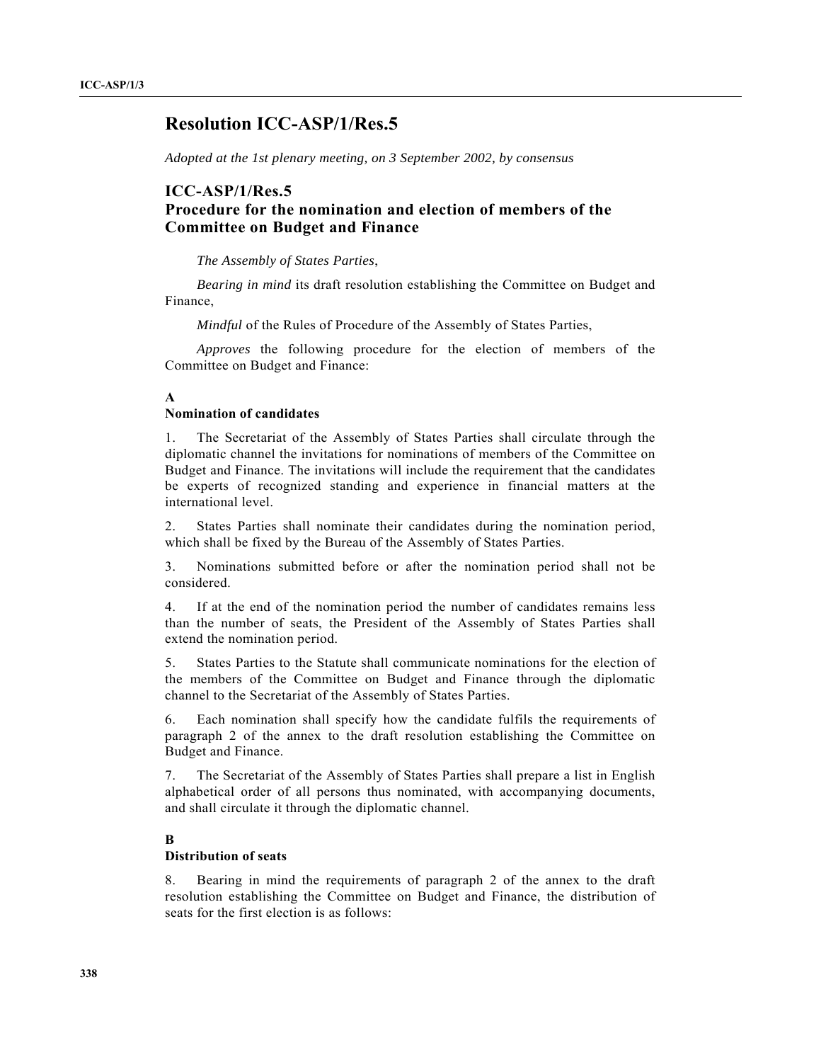# Resolution ICC-ASP/1/Res.5

*Adopted at the 1st plenary meeting, on 3 September 2002, by consensus*

## ICC-ASP/1/Res.5
## Procedure for the nomination and election of members of the Committee on Budget and Finance

*The Assembly of States Parties*,

*Bearing in mind* its draft resolution establishing the Committee on Budget and Finance,

*Mindful* of the Rules of Procedure of the Assembly of States Parties,

*Approves* the following procedure for the election of members of the Committee on Budget and Finance:

### A
### Nomination of candidates

1. The Secretariat of the Assembly of States Parties shall circulate through the diplomatic channel the invitations for nominations of members of the Committee on Budget and Finance. The invitations will include the requirement that the candidates be experts of recognized standing and experience in financial matters at the international level.

2. States Parties shall nominate their candidates during the nomination period, which shall be fixed by the Bureau of the Assembly of States Parties.

3. Nominations submitted before or after the nomination period shall not be considered.

4. If at the end of the nomination period the number of candidates remains less than the number of seats, the President of the Assembly of States Parties shall extend the nomination period.

5. States Parties to the Statute shall communicate nominations for the election of the members of the Committee on Budget and Finance through the diplomatic channel to the Secretariat of the Assembly of States Parties.

6. Each nomination shall specify how the candidate fulfils the requirements of paragraph 2 of the annex to the draft resolution establishing the Committee on Budget and Finance.

7. The Secretariat of the Assembly of States Parties shall prepare a list in English alphabetical order of all persons thus nominated, with accompanying documents, and shall circulate it through the diplomatic channel.

### B
### Distribution of seats

8. Bearing in mind the requirements of paragraph 2 of the annex to the draft resolution establishing the Committee on Budget and Finance, the distribution of seats for the first election is as follows: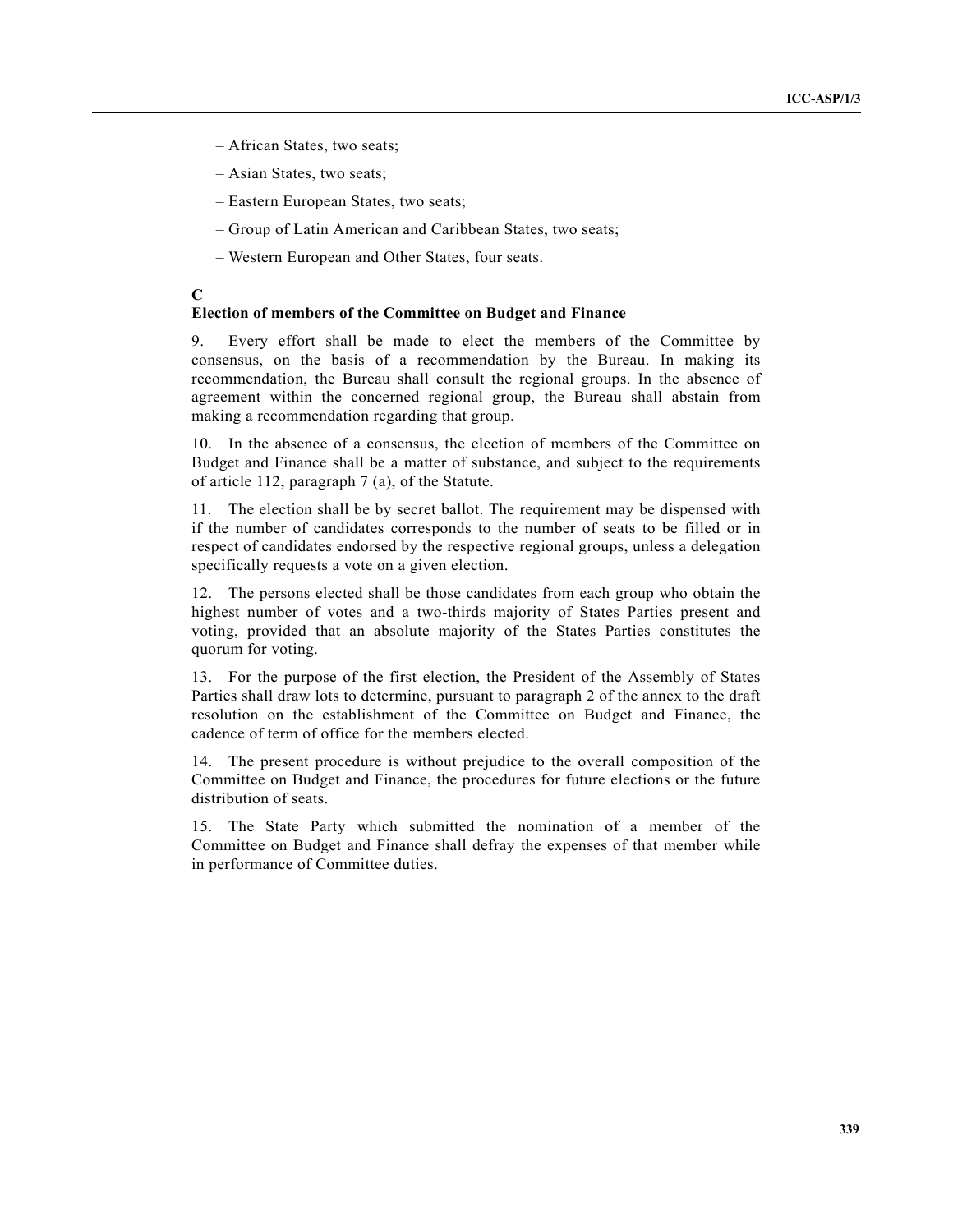– African States, two seats;

– Asian States, two seats;

– Eastern European States, two seats;

– Group of Latin American and Caribbean States, two seats;

– Western European and Other States, four seats.

**C**

**Election of members of the Committee on Budget and Finance**

9. Every effort shall be made to elect the members of the Committee by consensus, on the basis of a recommendation by the Bureau. In making its recommendation, the Bureau shall consult the regional groups. In the absence of agreement within the concerned regional group, the Bureau shall abstain from making a recommendation regarding that group.

10. In the absence of a consensus, the election of members of the Committee on Budget and Finance shall be a matter of substance, and subject to the requirements of article 112, paragraph 7 (a), of the Statute.

11. The election shall be by secret ballot. The requirement may be dispensed with if the number of candidates corresponds to the number of seats to be filled or in respect of candidates endorsed by the respective regional groups, unless a delegation specifically requests a vote on a given election.

12. The persons elected shall be those candidates from each group who obtain the highest number of votes and a two-thirds majority of States Parties present and voting, provided that an absolute majority of the States Parties constitutes the quorum for voting.

13. For the purpose of the first election, the President of the Assembly of States Parties shall draw lots to determine, pursuant to paragraph 2 of the annex to the draft resolution on the establishment of the Committee on Budget and Finance, the cadence of term of office for the members elected.

14. The present procedure is without prejudice to the overall composition of the Committee on Budget and Finance, the procedures for future elections or the future distribution of seats.

15. The State Party which submitted the nomination of a member of the Committee on Budget and Finance shall defray the expenses of that member while in performance of Committee duties.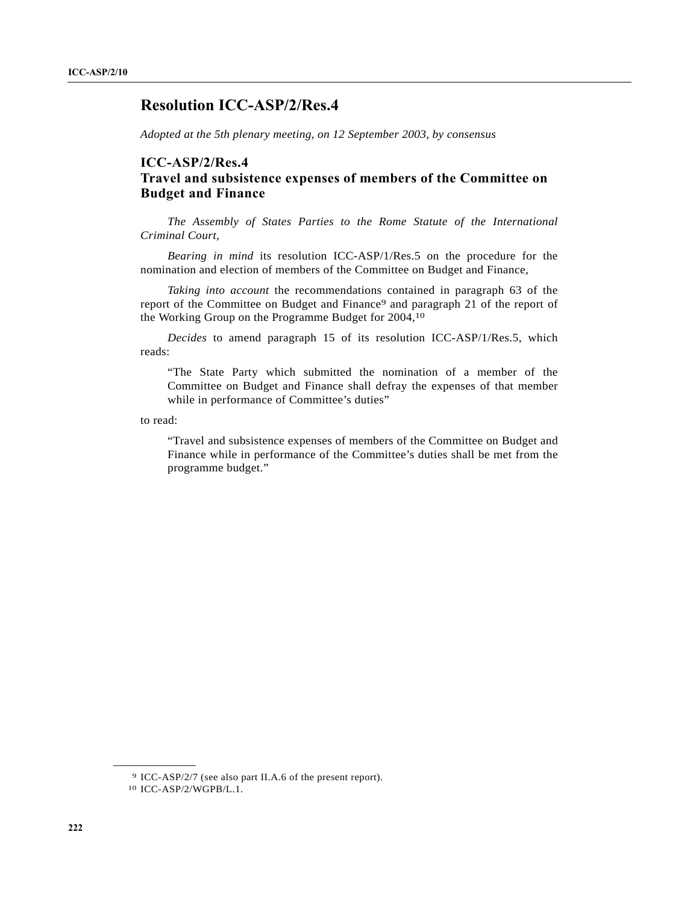# Resolution ICC-ASP/2/Res.4

*Adopted at the 5th plenary meeting, on 12 September 2003, by consensus*

## ICC-ASP/2/Res.4
## Travel and subsistence expenses of members of the Committee on Budget and Finance

*The Assembly of States Parties to the Rome Statute of the International Criminal Court*,

*Bearing in mind* its resolution ICC-ASP/1/Res.5 on the procedure for the nomination and election of members of the Committee on Budget and Finance,

*Taking into account* the recommendations contained in paragraph 63 of the report of the Committee on Budget and Finance[9] and paragraph 21 of the report of the Working Group on the Programme Budget for 2004,[10]

*Decides* to amend paragraph 15 of its resolution ICC-ASP/1/Res.5, which reads:

> "The State Party which submitted the nomination of a member of the Committee on Budget and Finance shall defray the expenses of that member while in performance of Committee's duties"

to read:

> "Travel and subsistence expenses of members of the Committee on Budget and Finance while in performance of the Committee's duties shall be met from the programme budget."

---

[9] ICC-ASP/2/7 (see also part II.A.6 of the present report).

[10] ICC-ASP/2/WGPB/L.1.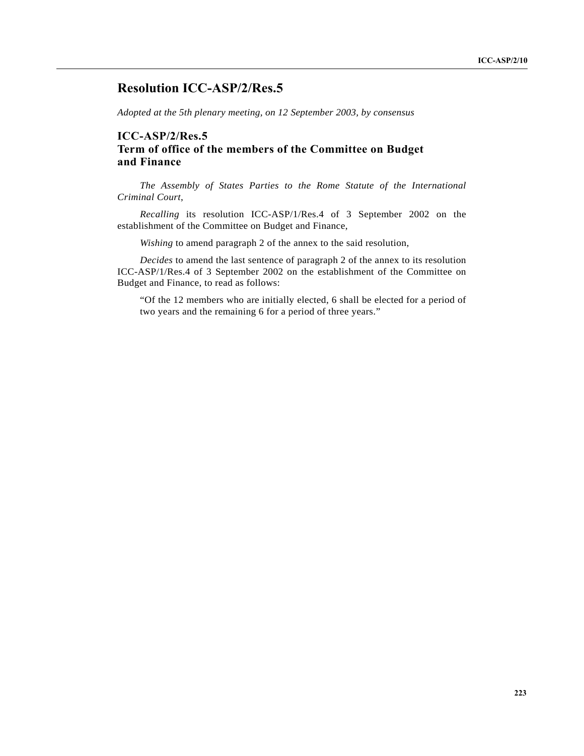# Resolution ICC-ASP/2/Res.5

*Adopted at the 5th plenary meeting, on 12 September 2003, by consensus*

## ICC-ASP/2/Res.5
## Term of office of the members of the Committee on Budget and Finance

*The Assembly of States Parties to the Rome Statute of the International Criminal Court*,

*Recalling* its resolution ICC-ASP/1/Res.4 of 3 September 2002 on the establishment of the Committee on Budget and Finance,

*Wishing* to amend paragraph 2 of the annex to the said resolution,

*Decides* to amend the last sentence of paragraph 2 of the annex to its resolution ICC-ASP/1/Res.4 of 3 September 2002 on the establishment of the Committee on Budget and Finance, to read as follows:

> "Of the 12 members who are initially elected, 6 shall be elected for a period of two years and the remaining 6 for a period of three years."